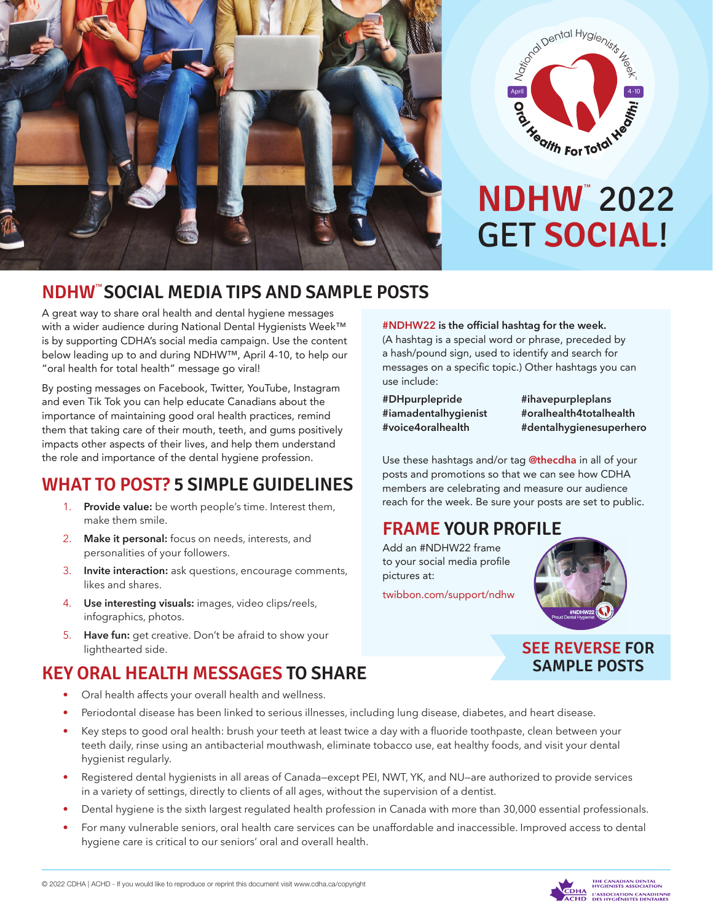# NDHW™ 2022 GET SOCIAL!

## NDHW™ SOCIAL MEDIA TIPS AND SAMPLE POSTS

A great way to share oral health and dental hygiene messages with a wider audience during National Dental Hygienists Week™ is by supporting CDHA's social media campaign. Use the content below leading up to and during NDHW™, April 4-10, to help our "oral health for total health" message go viral!

By posting messages on Facebook, Twitter, YouTube, Instagram and even Tik Tok you can help educate Canadians about the importance of maintaining good oral health practices, remind them that taking care of their mouth, teeth, and gums positively impacts other aspects of their lives, and help them understand the role and importance of the dental hygiene profession.

## WHAT TO POST? 5 SIMPLE GUIDELINES

1. **Provide value:** be worth people's time. Interest them, make them smile.
2. **Make it personal:** focus on needs, interests, and personalities of your followers.
3. **Invite interaction:** ask questions, encourage comments, likes and shares.
4. **Use interesting visuals:** images, video clips/reels, infographics, photos.
5. **Have fun:** get creative. Don't be afraid to show your lighthearted side.

**#NDHW22 is the official hashtag for the week.** (A hashtag is a special word or phrase, preceded by a hash/pound sign, used to identify and search for messages on a specific topic.) Other hashtags you can use include:

**#DHpurplepride**
**#iamadentalhygienist**
**#voice4oralhealth**
**#ihavepurpleplans**
**#oralhealth4totalhealth**
**#dentalhygienesuperhero**

Use these hashtags and/or tag **@thecdha** in all of your posts and promotions so that we can see how CDHA members are celebrating and measure our audience reach for the week. Be sure your posts are set to public.

## FRAME YOUR PROFILE

Add an #NDHW22 frame to your social media profile pictures at:

twibbon.com/support/ndhw

**SEE REVERSE FOR SAMPLE POSTS**

## KEY ORAL HEALTH MESSAGES TO SHARE

- Oral health affects your overall health and wellness.
- Periodontal disease has been linked to serious illnesses, including lung disease, diabetes, and heart disease.
- Key steps to good oral health: brush your teeth at least twice a day with a fluoride toothpaste, clean between your teeth daily, rinse using an antibacterial mouthwash, eliminate tobacco use, eat healthy foods, and visit your dental hygienist regularly.
- Registered dental hygienists in all areas of Canada—except PEI, NWT, YK, and NU—are authorized to provide services in a variety of settings, directly to clients of all ages, without the supervision of a dentist.
- Dental hygiene is the sixth largest regulated health profession in Canada with more than 30,000 essential professionals.
- For many vulnerable seniors, oral health care services can be unaffordable and inaccessible. Improved access to dental hygiene care is critical to our seniors' oral and overall health.

© 2022 CDHA | ACHD - If you would like to reproduce or reprint this document visit www.cdha.ca/copyright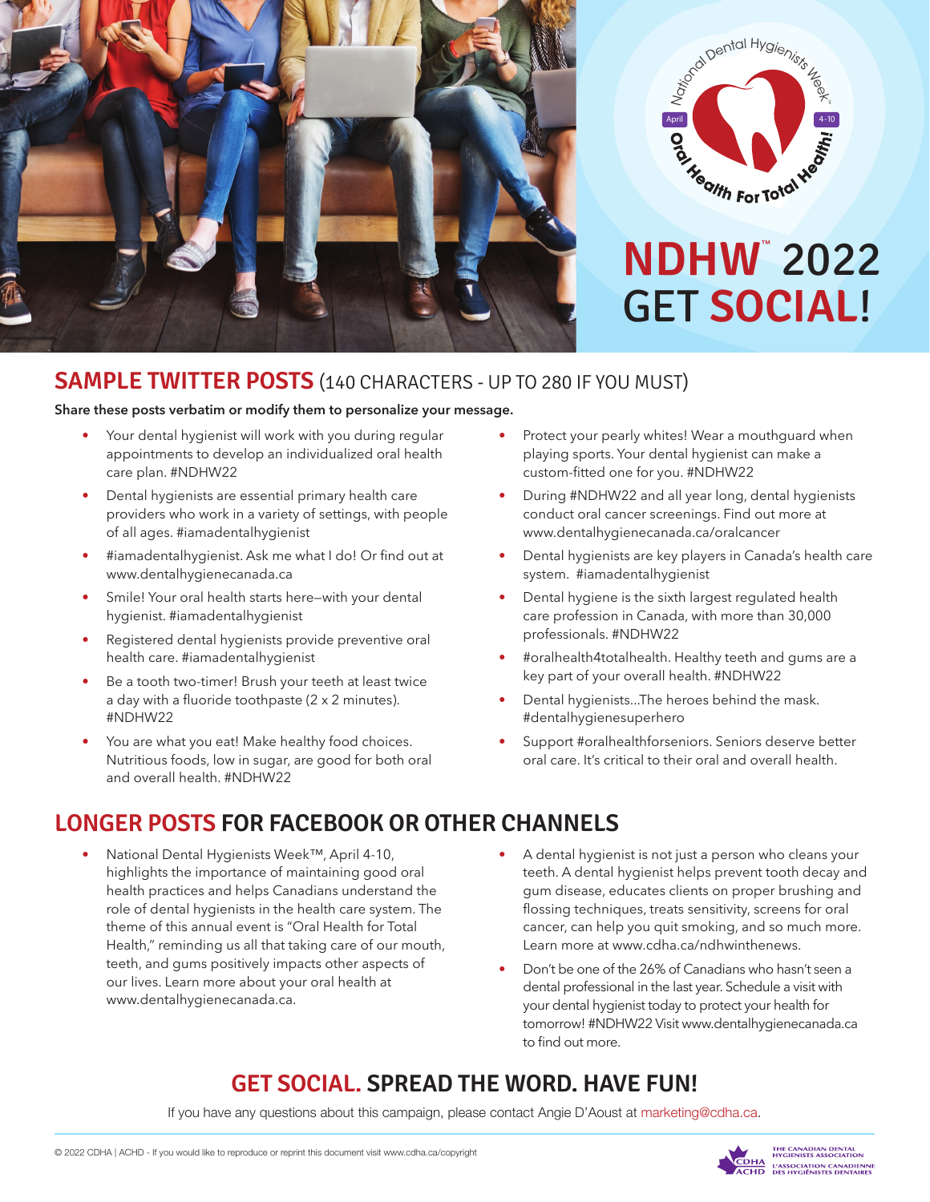National Dental Hygienists Week™

April 4-10

Oral Health For Total Health!

# NDHW™ 2022 GET SOCIAL!

## SAMPLE TWITTER POSTS (140 CHARACTERS - UP TO 280 IF YOU MUST)

**Share these posts verbatim or modify them to personalize your message.**

- Your dental hygienist will work with you during regular appointments to develop an individualized oral health care plan. #NDHW22
- Dental hygienists are essential primary health care providers who work in a variety of settings, with people of all ages. #iamadentalhygienist
- #iamadentalhygienist. Ask me what I do! Or find out at www.dentalhygienecanada.ca
- Smile! Your oral health starts here—with your dental hygienist. #iamadentalhygienist
- Registered dental hygienists provide preventive oral health care. #iamadentalhygienist
- Be a tooth two-timer! Brush your teeth at least twice a day with a fluoride toothpaste (2 x 2 minutes). #NDHW22
- You are what you eat! Make healthy food choices. Nutritious foods, low in sugar, are good for both oral and overall health. #NDHW22
- Protect your pearly whites! Wear a mouthguard when playing sports. Your dental hygienist can make a custom-fitted one for you. #NDHW22
- During #NDHW22 and all year long, dental hygienists conduct oral cancer screenings. Find out more at www.dentalhygienecanada.ca/oralcancer
- Dental hygienists are key players in Canada's health care system. #iamadentalhygienist
- Dental hygiene is the sixth largest regulated health care profession in Canada, with more than 30,000 professionals. #NDHW22
- #oralhealth4totalhealth. Healthy teeth and gums are a key part of your overall health. #NDHW22
- Dental hygienists...The heroes behind the mask. #dentalhygienesuperhero
- Support #oralhealthforseniors. Seniors deserve better oral care. It's critical to their oral and overall health.

## LONGER POSTS FOR FACEBOOK OR OTHER CHANNELS

- National Dental Hygienists Week™, April 4-10, highlights the importance of maintaining good oral health practices and helps Canadians understand the role of dental hygienists in the health care system. The theme of this annual event is "Oral Health for Total Health," reminding us all that taking care of our mouth, teeth, and gums positively impacts other aspects of our lives. Learn more about your oral health at www.dentalhygienecanada.ca.
- A dental hygienist is not just a person who cleans your teeth. A dental hygienist helps prevent tooth decay and gum disease, educates clients on proper brushing and flossing techniques, treats sensitivity, screens for oral cancer, can help you quit smoking, and so much more. Learn more at www.cdha.ca/ndhwinthenews.
- Don't be one of the 26% of Canadians who hasn't seen a dental professional in the last year. Schedule a visit with your dental hygienist today to protect your health for tomorrow! #NDHW22 Visit www.dentalhygienecanada.ca to find out more.

## GET SOCIAL. SPREAD THE WORD. HAVE FUN!

If you have any questions about this campaign, please contact Angie D'Aoust at marketing@cdha.ca.

© 2022 CDHA | ACHD - If you would like to reproduce or reprint this document visit www.cdha.ca/copyright

CDHA ACHD — The Canadian Dental Hygienists Association / L'Association canadienne des hygiénistes dentaires